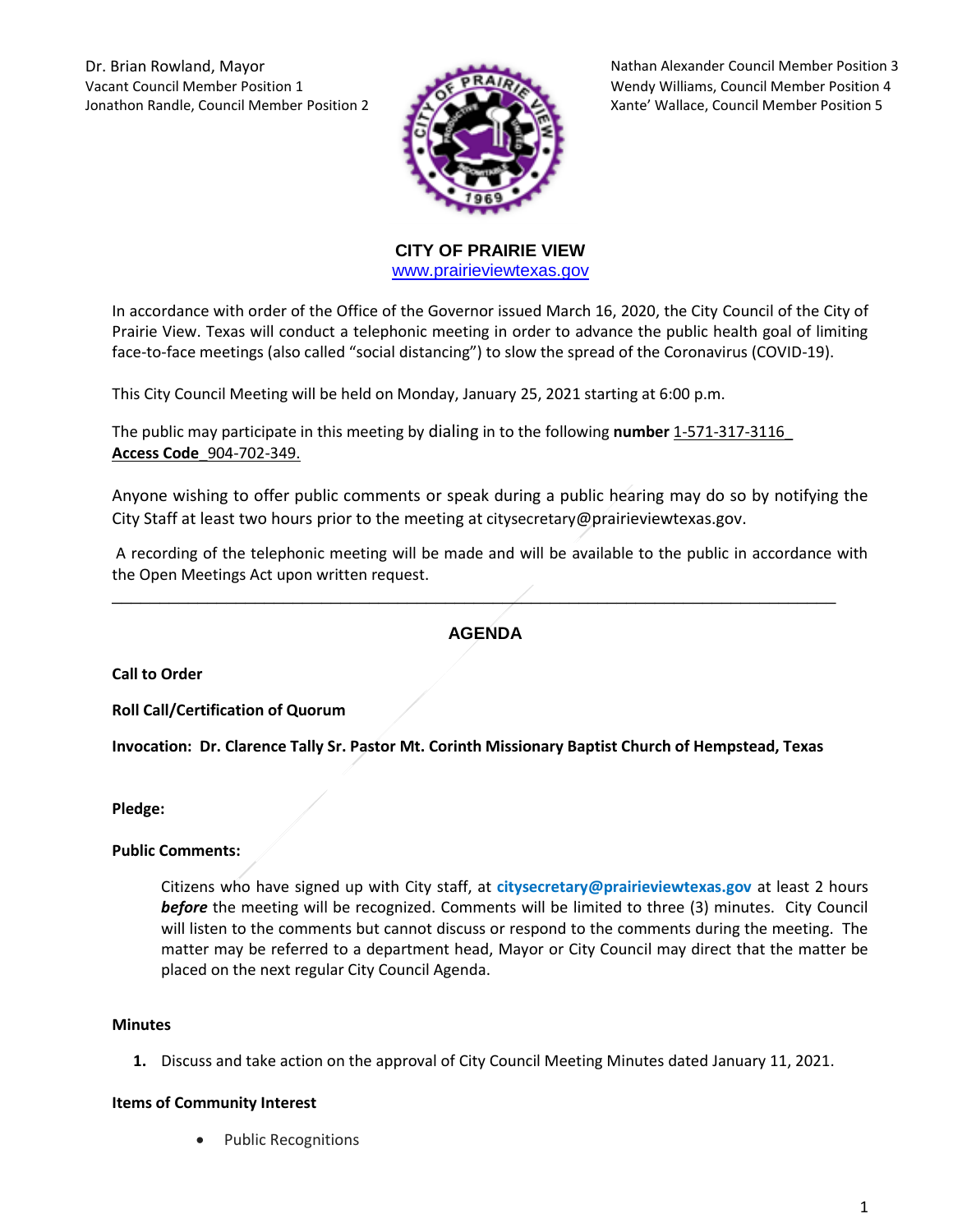Dr. Brian Rowland, Mayor
Vacant Council Member Position 1
Jonathon Randle, Council Member Position 2

Nathan Alexander Council Member Position 3
Wendy Williams, Council Member Position 4
Xante' Wallace, Council Member Position 5

**CITY OF PRAIRIE VIEW**
www.prairieviewtexas.gov

In accordance with order of the Office of the Governor issued March 16, 2020, the City Council of the City of Prairie View. Texas will conduct a telephonic meeting in order to advance the public health goal of limiting face-to-face meetings (also called "social distancing") to slow the spread of the Coronavirus (COVID-19).

This City Council Meeting will be held on Monday, January 25, 2021 starting at 6:00 p.m.

The public may participate in this meeting by dialing in to the following **number** 1-571-317-3116
**Access Code** 904-702-349.

Anyone wishing to offer public comments or speak during a public hearing may do so by notifying the City Staff at least two hours prior to the meeting at citysecretary@prairieviewtexas.gov.

A recording of the telephonic meeting will be made and will be available to the public in accordance with the Open Meetings Act upon written request.

---

## AGENDA

**Call to Order**

**Roll Call/Certification of Quorum**

**Invocation: Dr. Clarence Tally Sr. Pastor Mt. Corinth Missionary Baptist Church of Hempstead, Texas**

**Pledge:**

**Public Comments:**

Citizens who have signed up with City staff, at **citysecretary@prairieviewtexas.gov** at least 2 hours ***before*** the meeting will be recognized. Comments will be limited to three (3) minutes. City Council will listen to the comments but cannot discuss or respond to the comments during the meeting. The matter may be referred to a department head, Mayor or City Council may direct that the matter be placed on the next regular City Council Agenda.

**Minutes**

1. Discuss and take action on the approval of City Council Meeting Minutes dated January 11, 2021.

**Items of Community Interest**

- Public Recognitions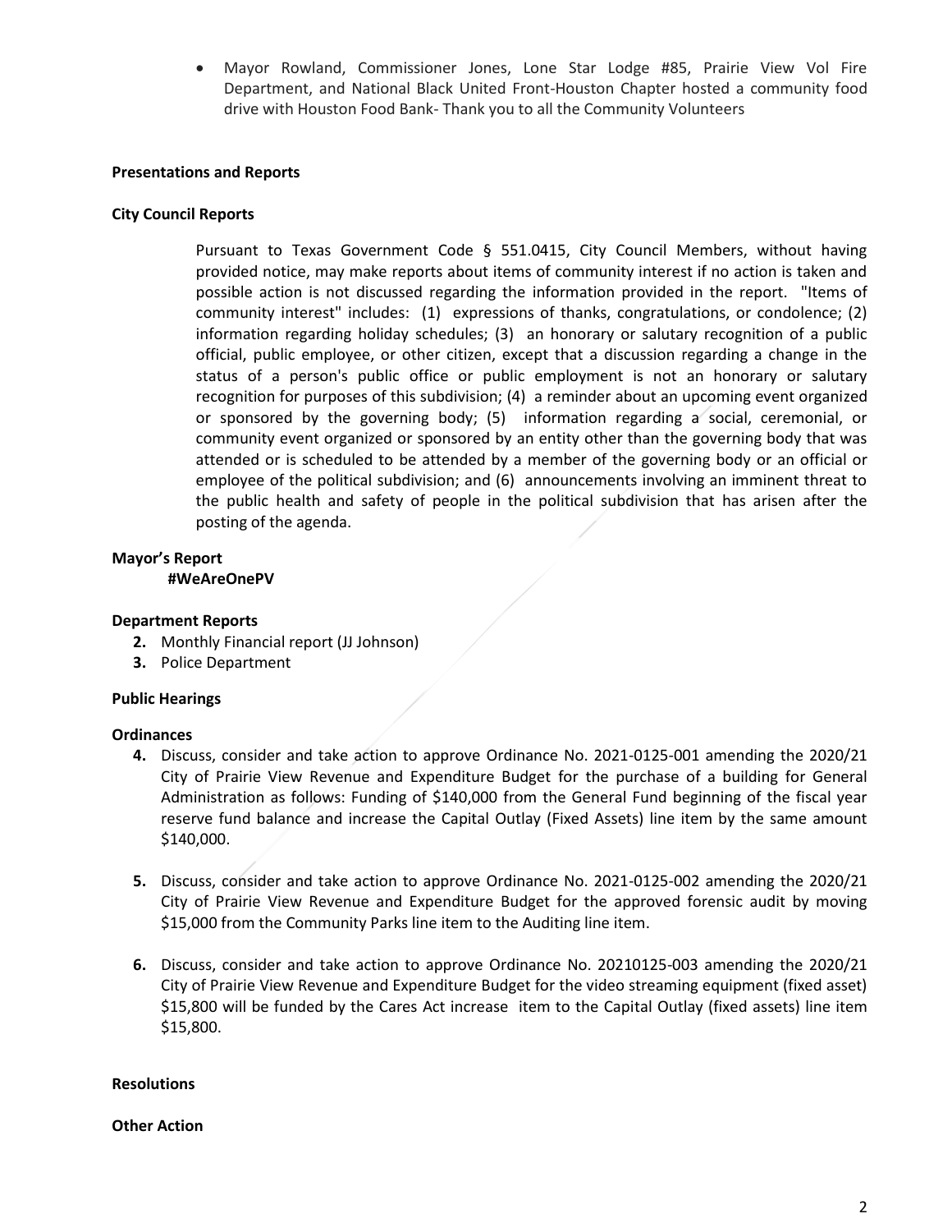- Mayor Rowland, Commissioner Jones, Lone Star Lodge #85, Prairie View Vol Fire Department, and National Black United Front-Houston Chapter hosted a community food drive with Houston Food Bank- Thank you to all the Community Volunteers

**Presentations and Reports**

**City Council Reports**

Pursuant to Texas Government Code § 551.0415, City Council Members, without having provided notice, may make reports about items of community interest if no action is taken and possible action is not discussed regarding the information provided in the report. "Items of community interest" includes: (1) expressions of thanks, congratulations, or condolence; (2) information regarding holiday schedules; (3) an honorary or salutary recognition of a public official, public employee, or other citizen, except that a discussion regarding a change in the status of a person's public office or public employment is not an honorary or salutary recognition for purposes of this subdivision; (4) a reminder about an upcoming event organized or sponsored by the governing body; (5) information regarding a social, ceremonial, or community event organized or sponsored by an entity other than the governing body that was attended or is scheduled to be attended by a member of the governing body or an official or employee of the political subdivision; and (6) announcements involving an imminent threat to the public health and safety of people in the political subdivision that has arisen after the posting of the agenda.

**Mayor's Report**

**#WeAreOnePV**

**Department Reports**

2. Monthly Financial report (JJ Johnson)
3. Police Department

**Public Hearings**

**Ordinances**

4. Discuss, consider and take action to approve Ordinance No. 2021-0125-001 amending the 2020/21 City of Prairie View Revenue and Expenditure Budget for the purchase of a building for General Administration as follows: Funding of $140,000 from the General Fund beginning of the fiscal year reserve fund balance and increase the Capital Outlay (Fixed Assets) line item by the same amount $140,000.

5. Discuss, consider and take action to approve Ordinance No. 2021-0125-002 amending the 2020/21 City of Prairie View Revenue and Expenditure Budget for the approved forensic audit by moving $15,000 from the Community Parks line item to the Auditing line item.

6. Discuss, consider and take action to approve Ordinance No. 20210125-003 amending the 2020/21 City of Prairie View Revenue and Expenditure Budget for the video streaming equipment (fixed asset) $15,800 will be funded by the Cares Act increase item to the Capital Outlay (fixed assets) line item $15,800.

**Resolutions**

**Other Action**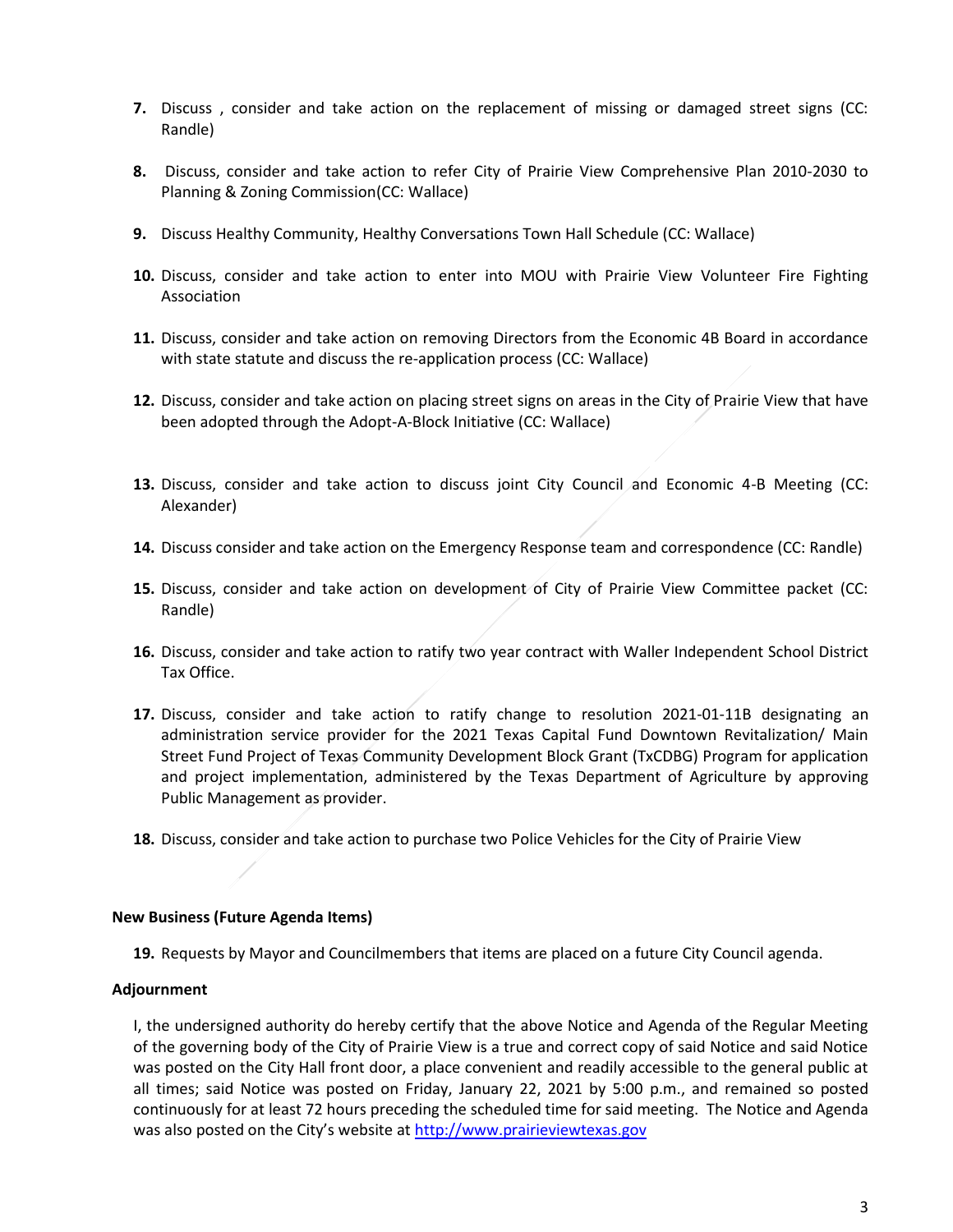7. Discuss , consider and take action on the replacement of missing or damaged street signs (CC: Randle)

8. Discuss, consider and take action to refer City of Prairie View Comprehensive Plan 2010-2030 to Planning & Zoning Commission(CC: Wallace)

9. Discuss Healthy Community, Healthy Conversations Town Hall Schedule (CC: Wallace)

10. Discuss, consider and take action to enter into MOU with Prairie View Volunteer Fire Fighting Association

11. Discuss, consider and take action on removing Directors from the Economic 4B Board in accordance with state statute and discuss the re-application process (CC: Wallace)

12. Discuss, consider and take action on placing street signs on areas in the City of Prairie View that have been adopted through the Adopt-A-Block Initiative (CC: Wallace)

13. Discuss, consider and take action to discuss joint City Council and Economic 4-B Meeting (CC: Alexander)

14. Discuss consider and take action on the Emergency Response team and correspondence (CC: Randle)

15. Discuss, consider and take action on development of City of Prairie View Committee packet (CC: Randle)

16. Discuss, consider and take action to ratify two year contract with Waller Independent School District Tax Office.

17. Discuss, consider and take action to ratify change to resolution 2021-01-11B designating an administration service provider for the 2021 Texas Capital Fund Downtown Revitalization/ Main Street Fund Project of Texas Community Development Block Grant (TxCDBG) Program for application and project implementation, administered by the Texas Department of Agriculture by approving Public Management as provider.

18. Discuss, consider and take action to purchase two Police Vehicles for the City of Prairie View

**New Business (Future Agenda Items)**

19. Requests by Mayor and Councilmembers that items are placed on a future City Council agenda.

**Adjournment**

I, the undersigned authority do hereby certify that the above Notice and Agenda of the Regular Meeting of the governing body of the City of Prairie View is a true and correct copy of said Notice and said Notice was posted on the City Hall front door, a place convenient and readily accessible to the general public at all times; said Notice was posted on Friday, January 22, 2021 by 5:00 p.m., and remained so posted continuously for at least 72 hours preceding the scheduled time for said meeting. The Notice and Agenda was also posted on the City's website at http://www.prairieviewtexas.gov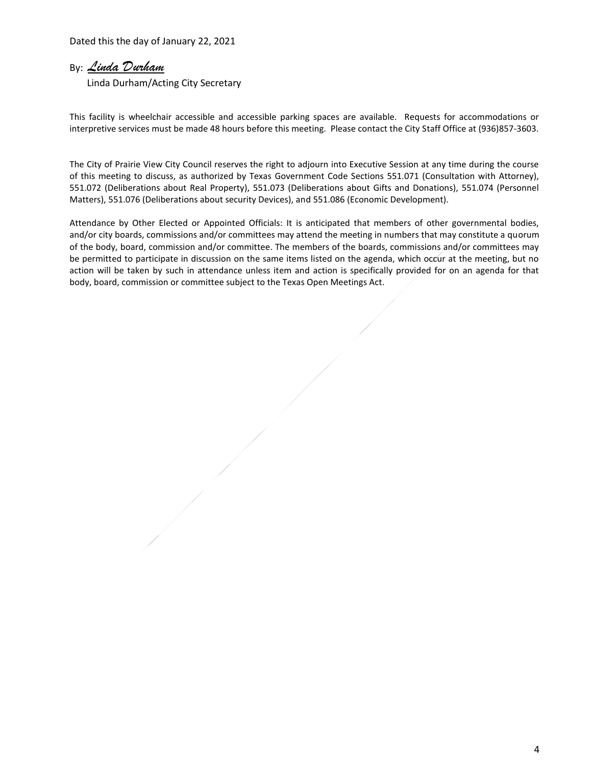Dated this the day of January 22, 2021

By: *Linda Durham*

Linda Durham/Acting City Secretary

This facility is wheelchair accessible and accessible parking spaces are available. Requests for accommodations or interpretive services must be made 48 hours before this meeting. Please contact the City Staff Office at (936)857-3603.

The City of Prairie View City Council reserves the right to adjourn into Executive Session at any time during the course of this meeting to discuss, as authorized by Texas Government Code Sections 551.071 (Consultation with Attorney), 551.072 (Deliberations about Real Property), 551.073 (Deliberations about Gifts and Donations), 551.074 (Personnel Matters), 551.076 (Deliberations about security Devices), and 551.086 (Economic Development).

Attendance by Other Elected or Appointed Officials: It is anticipated that members of other governmental bodies, and/or city boards, commissions and/or committees may attend the meeting in numbers that may constitute a quorum of the body, board, commission and/or committee. The members of the boards, commissions and/or committees may be permitted to participate in discussion on the same items listed on the agenda, which occur at the meeting, but no action will be taken by such in attendance unless item and action is specifically provided for on an agenda for that body, board, commission or committee subject to the Texas Open Meetings Act.